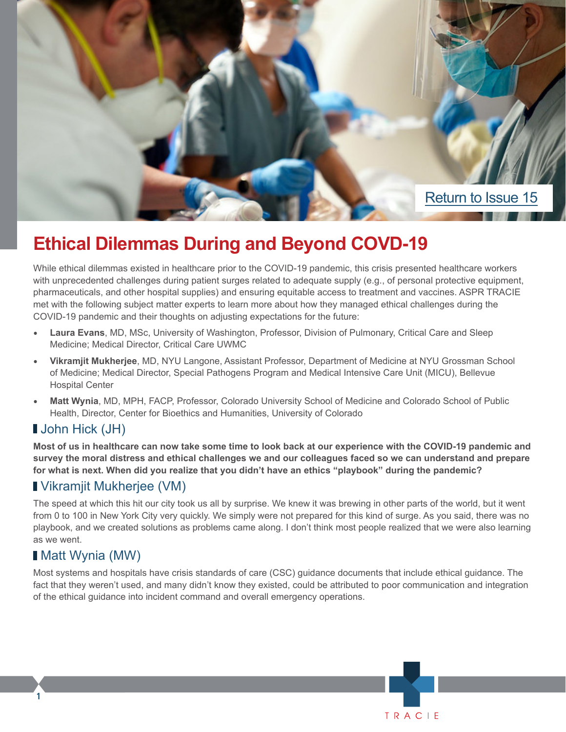Return to Issue 15

# Ethical Dilemmas During and Beyond COVD-19

While ethical dilemmas existed in healthcare prior to the COVID-19 pandemic, this crisis presented healthcare workers with unprecedented challenges during patient surges related to adequate supply (e.g., of personal protective equipment, pharmaceuticals, and other hospital supplies) and ensuring equitable access to treatment and vaccines. ASPR TRACIE met with the following subject matter experts to learn more about how they managed ethical challenges during the COVID-19 pandemic and their thoughts on adjusting expectations for the future:

- **Laura Evans**, MD, MSc, University of Washington, Professor, Division of Pulmonary, Critical Care and Sleep Medicine; Medical Director, Critical Care UWMC
- **Vikramjit Mukherjee**, MD, NYU Langone, Assistant Professor, Department of Medicine at NYU Grossman School of Medicine; Medical Director, Special Pathogens Program and Medical Intensive Care Unit (MICU), Bellevue Hospital Center
- **Matt Wynia**, MD, MPH, FACP, Professor, Colorado University School of Medicine and Colorado School of Public Health, Director, Center for Bioethics and Humanities, University of Colorado

## John Hick (JH)

**Most of us in healthcare can now take some time to look back at our experience with the COVID-19 pandemic and survey the moral distress and ethical challenges we and our colleagues faced so we can understand and prepare for what is next. When did you realize that you didn't have an ethics "playbook" during the pandemic?**

## Vikramjit Mukherjee (VM)

The speed at which this hit our city took us all by surprise. We knew it was brewing in other parts of the world, but it went from 0 to 100 in New York City very quickly. We simply were not prepared for this kind of surge. As you said, there was no playbook, and we created solutions as problems came along. I don't think most people realized that we were also learning as we went.

## Matt Wynia (MW)

Most systems and hospitals have crisis standards of care (CSC) guidance documents that include ethical guidance. The fact that they weren't used, and many didn't know they existed, could be attributed to poor communication and integration of the ethical guidance into incident command and overall emergency operations.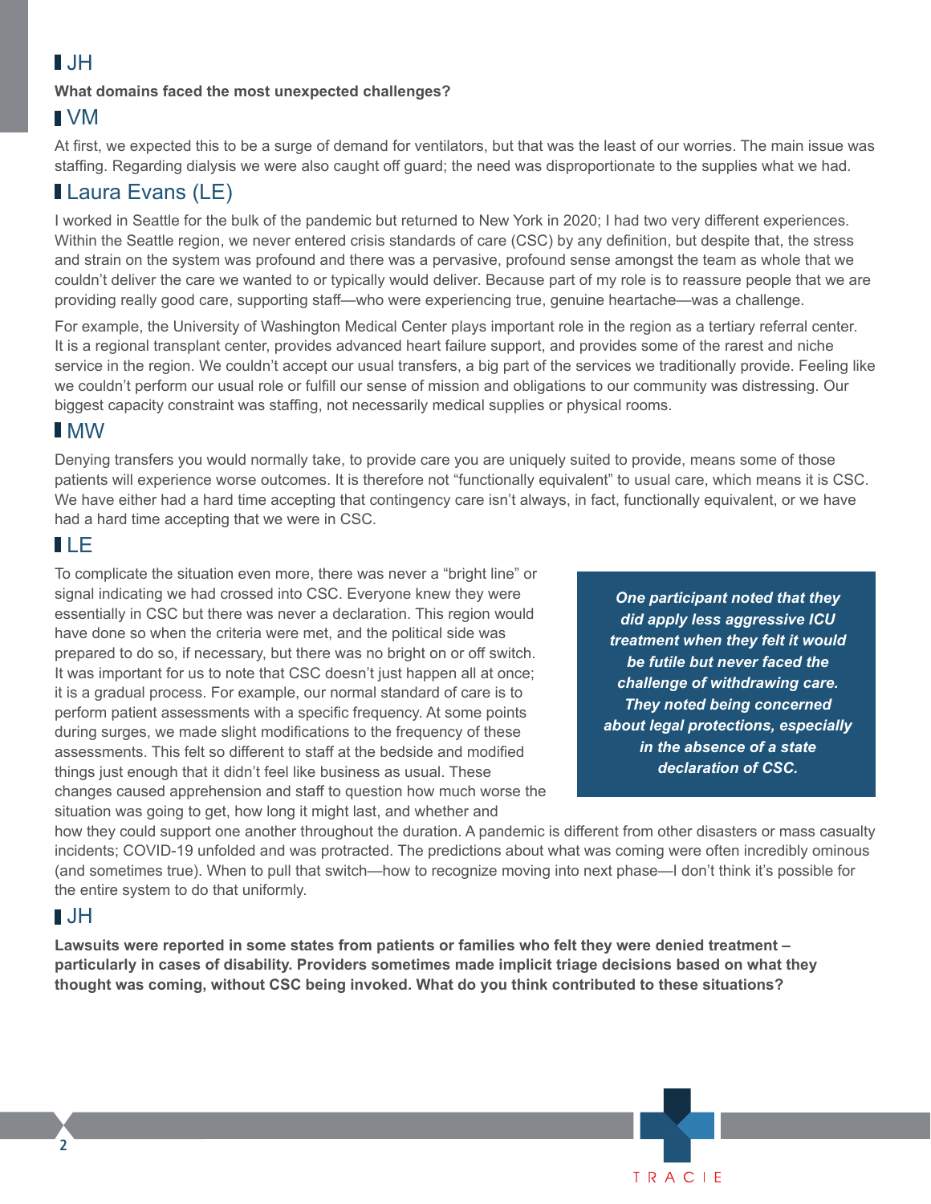## JH

**What domains faced the most unexpected challenges?**

## VM

At first, we expected this to be a surge of demand for ventilators, but that was the least of our worries. The main issue was staffing. Regarding dialysis we were also caught off guard; the need was disproportionate to the supplies what we had.

## Laura Evans (LE)

I worked in Seattle for the bulk of the pandemic but returned to New York in 2020; I had two very different experiences. Within the Seattle region, we never entered crisis standards of care (CSC) by any definition, but despite that, the stress and strain on the system was profound and there was a pervasive, profound sense amongst the team as whole that we couldn't deliver the care we wanted to or typically would deliver. Because part of my role is to reassure people that we are providing really good care, supporting staff—who were experiencing true, genuine heartache—was a challenge.

For example, the University of Washington Medical Center plays important role in the region as a tertiary referral center. It is a regional transplant center, provides advanced heart failure support, and provides some of the rarest and niche service in the region. We couldn't accept our usual transfers, a big part of the services we traditionally provide. Feeling like we couldn't perform our usual role or fulfill our sense of mission and obligations to our community was distressing. Our biggest capacity constraint was staffing, not necessarily medical supplies or physical rooms.

## MW

Denying transfers you would normally take, to provide care you are uniquely suited to provide, means some of those patients will experience worse outcomes. It is therefore not "functionally equivalent" to usual care, which means it is CSC. We have either had a hard time accepting that contingency care isn't always, in fact, functionally equivalent, or we have had a hard time accepting that we were in CSC.

## LE

To complicate the situation even more, there was never a "bright line" or signal indicating we had crossed into CSC. Everyone knew they were essentially in CSC but there was never a declaration. This region would have done so when the criteria were met, and the political side was prepared to do so, if necessary, but there was no bright on or off switch. It was important for us to note that CSC doesn't just happen all at once; it is a gradual process. For example, our normal standard of care is to perform patient assessments with a specific frequency. At some points during surges, we made slight modifications to the frequency of these assessments. This felt so different to staff at the bedside and modified things just enough that it didn't feel like business as usual. These changes caused apprehension and staff to question how much worse the situation was going to get, how long it might last, and whether and how they could support one another throughout the duration. A pandemic is different from other disasters or mass casualty incidents; COVID-19 unfolded and was protracted. The predictions about what was coming were often incredibly ominous (and sometimes true). When to pull that switch—how to recognize moving into next phase—I don't think it's possible for the entire system to do that uniformly.

> ***One participant noted that they did apply less aggressive ICU treatment when they felt it would be futile but never faced the challenge of withdrawing care. They noted being concerned about legal protections, especially in the absence of a state declaration of CSC.***

## JH

**Lawsuits were reported in some states from patients or families who felt they were denied treatment – particularly in cases of disability. Providers sometimes made implicit triage decisions based on what they thought was coming, without CSC being invoked. What do you think contributed to these situations?**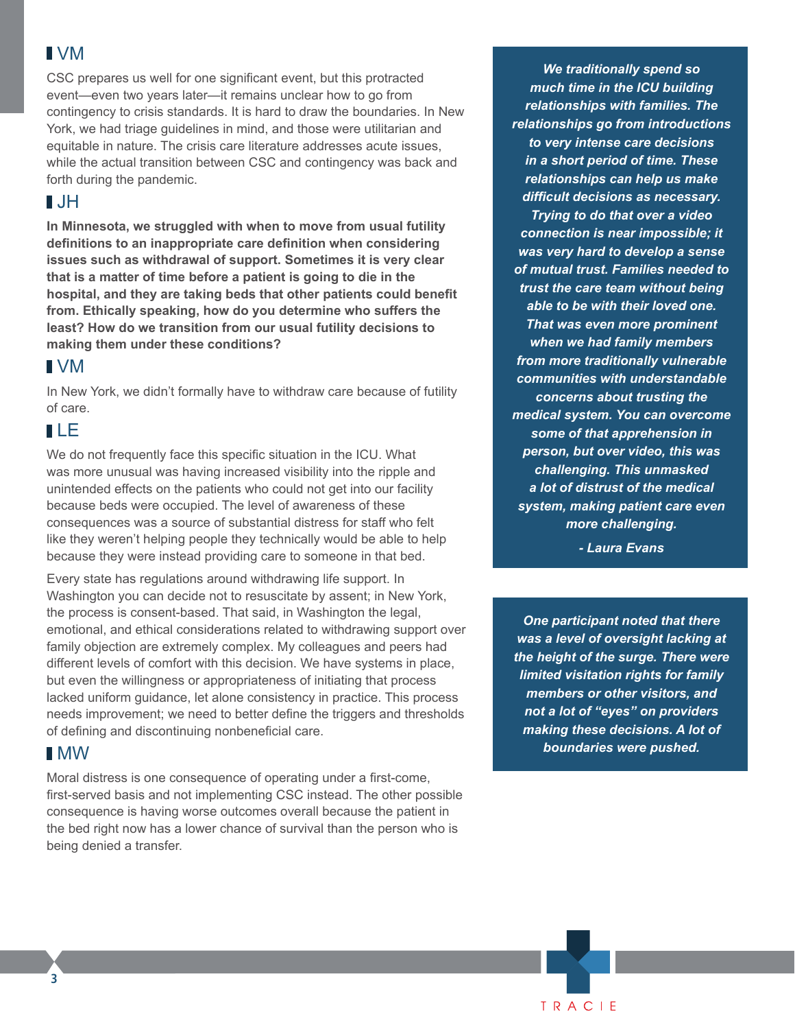## VM

CSC prepares us well for one significant event, but this protracted event—even two years later—it remains unclear how to go from contingency to crisis standards. It is hard to draw the boundaries. In New York, we had triage guidelines in mind, and those were utilitarian and equitable in nature. The crisis care literature addresses acute issues, while the actual transition between CSC and contingency was back and forth during the pandemic.

## JH

**In Minnesota, we struggled with when to move from usual futility definitions to an inappropriate care definition when considering issues such as withdrawal of support. Sometimes it is very clear that is a matter of time before a patient is going to die in the hospital, and they are taking beds that other patients could benefit from. Ethically speaking, how do you determine who suffers the least? How do we transition from our usual futility decisions to making them under these conditions?**

## VM

In New York, we didn't formally have to withdraw care because of futility of care.

## LE

We do not frequently face this specific situation in the ICU. What was more unusual was having increased visibility into the ripple and unintended effects on the patients who could not get into our facility because beds were occupied. The level of awareness of these consequences was a source of substantial distress for staff who felt like they weren't helping people they technically would be able to help because they were instead providing care to someone in that bed.

Every state has regulations around withdrawing life support. In Washington you can decide not to resuscitate by assent; in New York, the process is consent-based. That said, in Washington the legal, emotional, and ethical considerations related to withdrawing support over family objection are extremely complex. My colleagues and peers had different levels of comfort with this decision. We have systems in place, but even the willingness or appropriateness of initiating that process lacked uniform guidance, let alone consistency in practice. This process needs improvement; we need to better define the triggers and thresholds of defining and discontinuing nonbeneficial care.

## MW

Moral distress is one consequence of operating under a first-come, first-served basis and not implementing CSC instead. The other possible consequence is having worse outcomes overall because the patient in the bed right now has a lower chance of survival than the person who is being denied a transfer.

> ***We traditionally spend so much time in the ICU building relationships with families. The relationships go from introductions to very intense care decisions in a short period of time. These relationships can help us make difficult decisions as necessary. Trying to do that over a video connection is near impossible; it was very hard to develop a sense of mutual trust. Families needed to trust the care team without being able to be with their loved one. That was even more prominent when we had family members from more traditionally vulnerable communities with understandable concerns about trusting the medical system. You can overcome some of that apprehension in person, but over video, this was challenging. This unmasked a lot of distrust of the medical system, making patient care even more challenging.***
>
> ***- Laura Evans***

> ***One participant noted that there was a level of oversight lacking at the height of the surge. There were limited visitation rights for family members or other visitors, and not a lot of "eyes" on providers making these decisions. A lot of boundaries were pushed.***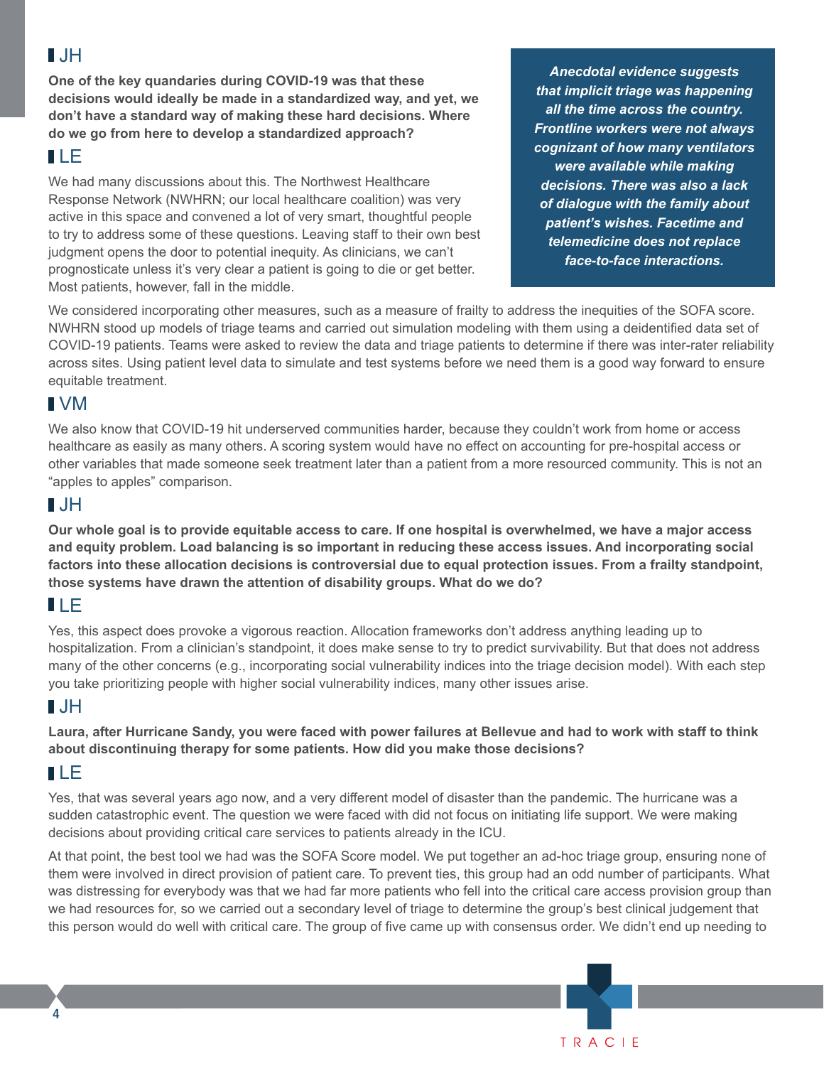## JH

**One of the key quandaries during COVID-19 was that these decisions would ideally be made in a standardized way, and yet, we don't have a standard way of making these hard decisions. Where do we go from here to develop a standardized approach?**

## LE

We had many discussions about this. The Northwest Healthcare Response Network (NWHRN; our local healthcare coalition) was very active in this space and convened a lot of very smart, thoughtful people to try to address some of these questions. Leaving staff to their own best judgment opens the door to potential inequity. As clinicians, we can't prognosticate unless it's very clear a patient is going to die or get better. Most patients, however, fall in the middle.

> ***Anecdotal evidence suggests that implicit triage was happening all the time across the country. Frontline workers were not always cognizant of how many ventilators were available while making decisions. There was also a lack of dialogue with the family about patient's wishes. Facetime and telemedicine does not replace face-to-face interactions.***

We considered incorporating other measures, such as a measure of frailty to address the inequities of the SOFA score. NWHRN stood up models of triage teams and carried out simulation modeling with them using a deidentified data set of COVID-19 patients. Teams were asked to review the data and triage patients to determine if there was inter-rater reliability across sites. Using patient level data to simulate and test systems before we need them is a good way forward to ensure equitable treatment.

## VM

We also know that COVID-19 hit underserved communities harder, because they couldn't work from home or access healthcare as easily as many others. A scoring system would have no effect on accounting for pre-hospital access or other variables that made someone seek treatment later than a patient from a more resourced community. This is not an "apples to apples" comparison.

## JH

**Our whole goal is to provide equitable access to care. If one hospital is overwhelmed, we have a major access and equity problem. Load balancing is so important in reducing these access issues. And incorporating social factors into these allocation decisions is controversial due to equal protection issues. From a frailty standpoint, those systems have drawn the attention of disability groups. What do we do?**

## LE

Yes, this aspect does provoke a vigorous reaction. Allocation frameworks don't address anything leading up to hospitalization. From a clinician's standpoint, it does make sense to try to predict survivability. But that does not address many of the other concerns (e.g., incorporating social vulnerability indices into the triage decision model). With each step you take prioritizing people with higher social vulnerability indices, many other issues arise.

## JH

**Laura, after Hurricane Sandy, you were faced with power failures at Bellevue and had to work with staff to think about discontinuing therapy for some patients. How did you make those decisions?**

## LE

Yes, that was several years ago now, and a very different model of disaster than the pandemic. The hurricane was a sudden catastrophic event. The question we were faced with did not focus on initiating life support. We were making decisions about providing critical care services to patients already in the ICU.

At that point, the best tool we had was the SOFA Score model. We put together an ad-hoc triage group, ensuring none of them were involved in direct provision of patient care. To prevent ties, this group had an odd number of participants. What was distressing for everybody was that we had far more patients who fell into the critical care access provision group than we had resources for, so we carried out a secondary level of triage to determine the group's best clinical judgement that this person would do well with critical care. The group of five came up with consensus order. We didn't end up needing to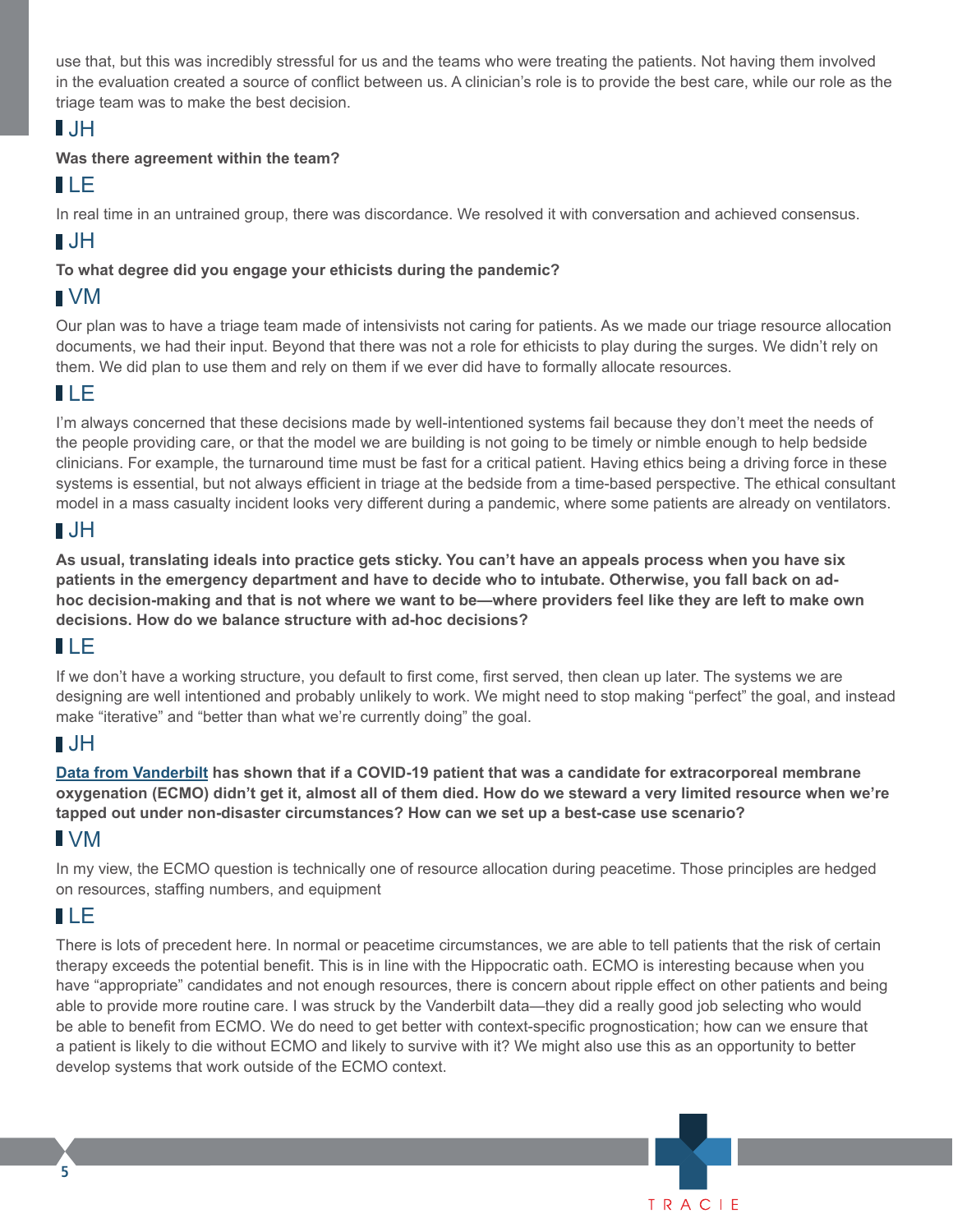use that, but this was incredibly stressful for us and the teams who were treating the patients. Not having them involved in the evaluation created a source of conflict between us. A clinician's role is to provide the best care, while our role as the triage team was to make the best decision.

## JH

**Was there agreement within the team?**

## LE

In real time in an untrained group, there was discordance. We resolved it with conversation and achieved consensus.

## JH

**To what degree did you engage your ethicists during the pandemic?**

## VM

Our plan was to have a triage team made of intensivists not caring for patients. As we made our triage resource allocation documents, we had their input. Beyond that there was not a role for ethicists to play during the surges. We didn't rely on them. We did plan to use them and rely on them if we ever did have to formally allocate resources.

## LE

I'm always concerned that these decisions made by well-intentioned systems fail because they don't meet the needs of the people providing care, or that the model we are building is not going to be timely or nimble enough to help bedside clinicians. For example, the turnaround time must be fast for a critical patient. Having ethics being a driving force in these systems is essential, but not always efficient in triage at the bedside from a time-based perspective. The ethical consultant model in a mass casualty incident looks very different during a pandemic, where some patients are already on ventilators.

## JH

**As usual, translating ideals into practice gets sticky. You can't have an appeals process when you have six patients in the emergency department and have to decide who to intubate. Otherwise, you fall back on ad-hoc decision-making and that is not where we want to be—where providers feel like they are left to make own decisions. How do we balance structure with ad-hoc decisions?**

## LE

If we don't have a working structure, you default to first come, first served, then clean up later. The systems we are designing are well intentioned and probably unlikely to work. We might need to stop making "perfect" the goal, and instead make "iterative" and "better than what we're currently doing" the goal.

## JH

**Data from Vanderbilt has shown that if a COVID-19 patient that was a candidate for extracorporeal membrane oxygenation (ECMO) didn't get it, almost all of them died. How do we steward a very limited resource when we're tapped out under non-disaster circumstances? How can we set up a best-case use scenario?**

## VM

In my view, the ECMO question is technically one of resource allocation during peacetime. Those principles are hedged on resources, staffing numbers, and equipment

## LE

There is lots of precedent here. In normal or peacetime circumstances, we are able to tell patients that the risk of certain therapy exceeds the potential benefit. This is in line with the Hippocratic oath. ECMO is interesting because when you have "appropriate" candidates and not enough resources, there is concern about ripple effect on other patients and being able to provide more routine care. I was struck by the Vanderbilt data—they did a really good job selecting who would be able to benefit from ECMO. We do need to get better with context-specific prognostication; how can we ensure that a patient is likely to die without ECMO and likely to survive with it? We might also use this as an opportunity to better develop systems that work outside of the ECMO context.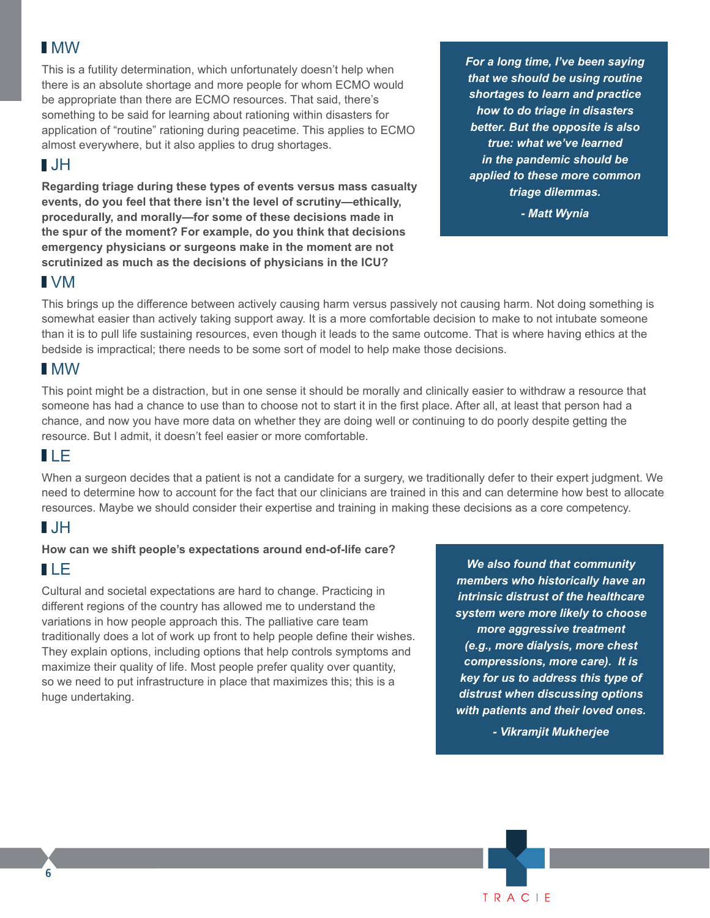## MW

This is a futility determination, which unfortunately doesn't help when there is an absolute shortage and more people for whom ECMO would be appropriate than there are ECMO resources. That said, there's something to be said for learning about rationing within disasters for application of "routine" rationing during peacetime. This applies to ECMO almost everywhere, but it also applies to drug shortages.

> ***For a long time, I've been saying that we should be using routine shortages to learn and practice how to do triage in disasters better. But the opposite is also true: what we've learned in the pandemic should be applied to these more common triage dilemmas.***
>
> ***- Matt Wynia***

## JH

**Regarding triage during these types of events versus mass casualty events, do you feel that there isn't the level of scrutiny—ethically, procedurally, and morally—for some of these decisions made in the spur of the moment? For example, do you think that decisions emergency physicians or surgeons make in the moment are not scrutinized as much as the decisions of physicians in the ICU?**

## VM

This brings up the difference between actively causing harm versus passively not causing harm. Not doing something is somewhat easier than actively taking support away. It is a more comfortable decision to make to not intubate someone than it is to pull life sustaining resources, even though it leads to the same outcome. That is where having ethics at the bedside is impractical; there needs to be some sort of model to help make those decisions.

## MW

This point might be a distraction, but in one sense it should be morally and clinically easier to withdraw a resource that someone has had a chance to use than to choose not to start it in the first place. After all, at least that person had a chance, and now you have more data on whether they are doing well or continuing to do poorly despite getting the resource. But I admit, it doesn't feel easier or more comfortable.

## LE

When a surgeon decides that a patient is not a candidate for a surgery, we traditionally defer to their expert judgment. We need to determine how to account for the fact that our clinicians are trained in this and can determine how best to allocate resources. Maybe we should consider their expertise and training in making these decisions as a core competency.

## JH

**How can we shift people's expectations around end-of-life care?**

## LE

Cultural and societal expectations are hard to change. Practicing in different regions of the country has allowed me to understand the variations in how people approach this. The palliative care team traditionally does a lot of work up front to help people define their wishes. They explain options, including options that help controls symptoms and maximize their quality of life. Most people prefer quality over quantity, so we need to put infrastructure in place that maximizes this; this is a huge undertaking.

> ***We also found that community members who historically have an intrinsic distrust of the healthcare system were more likely to choose more aggressive treatment (e.g., more dialysis, more chest compressions, more care). It is key for us to address this type of distrust when discussing options with patients and their loved ones.***
>
> ***- Vikramjit Mukherjee***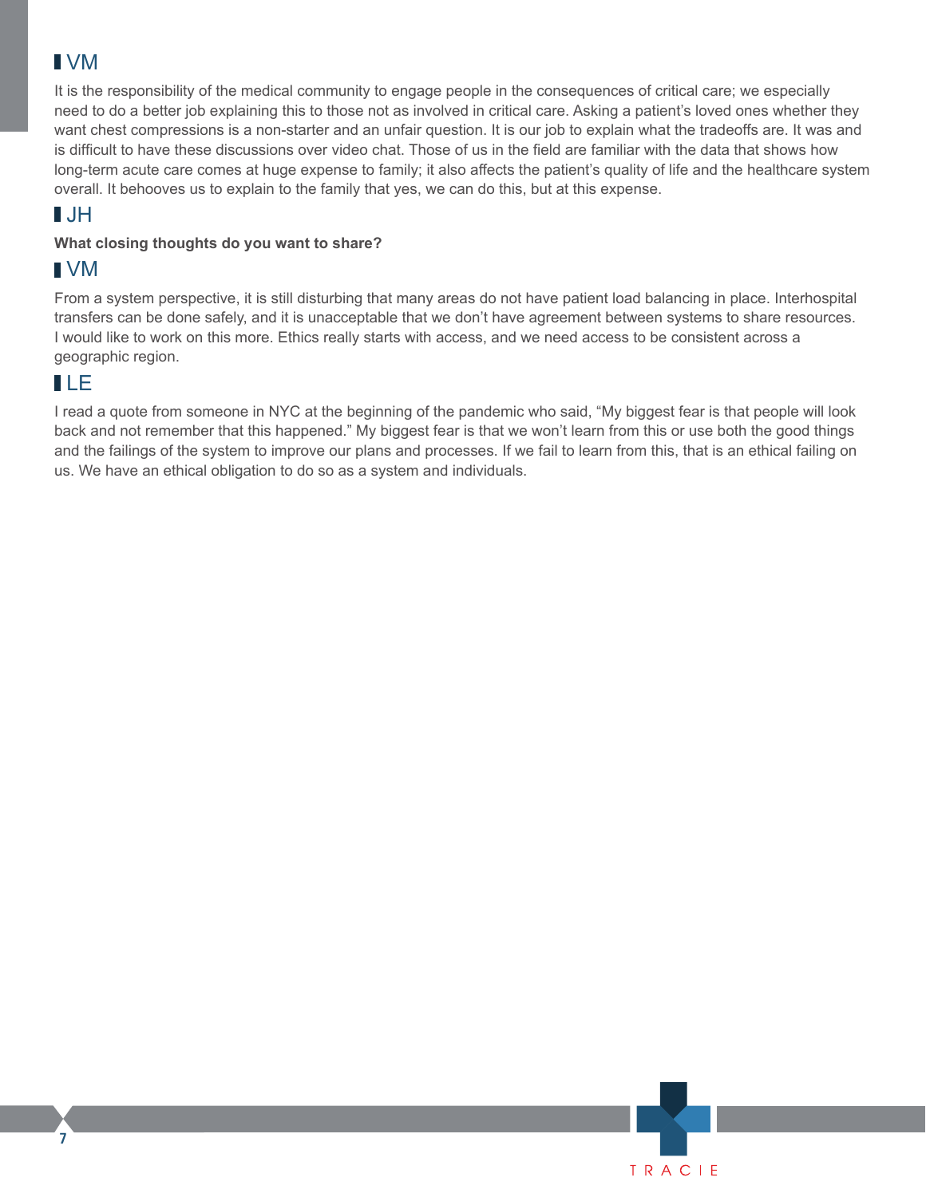## VM

It is the responsibility of the medical community to engage people in the consequences of critical care; we especially need to do a better job explaining this to those not as involved in critical care. Asking a patient's loved ones whether they want chest compressions is a non-starter and an unfair question. It is our job to explain what the tradeoffs are. It was and is difficult to have these discussions over video chat. Those of us in the field are familiar with the data that shows how long-term acute care comes at huge expense to family; it also affects the patient's quality of life and the healthcare system overall. It behooves us to explain to the family that yes, we can do this, but at this expense.

## JH

**What closing thoughts do you want to share?**

## VM

From a system perspective, it is still disturbing that many areas do not have patient load balancing in place. Interhospital transfers can be done safely, and it is unacceptable that we don't have agreement between systems to share resources. I would like to work on this more. Ethics really starts with access, and we need access to be consistent across a geographic region.

## LE

I read a quote from someone in NYC at the beginning of the pandemic who said, "My biggest fear is that people will look back and not remember that this happened." My biggest fear is that we won't learn from this or use both the good things and the failings of the system to improve our plans and processes. If we fail to learn from this, that is an ethical failing on us. We have an ethical obligation to do so as a system and individuals.